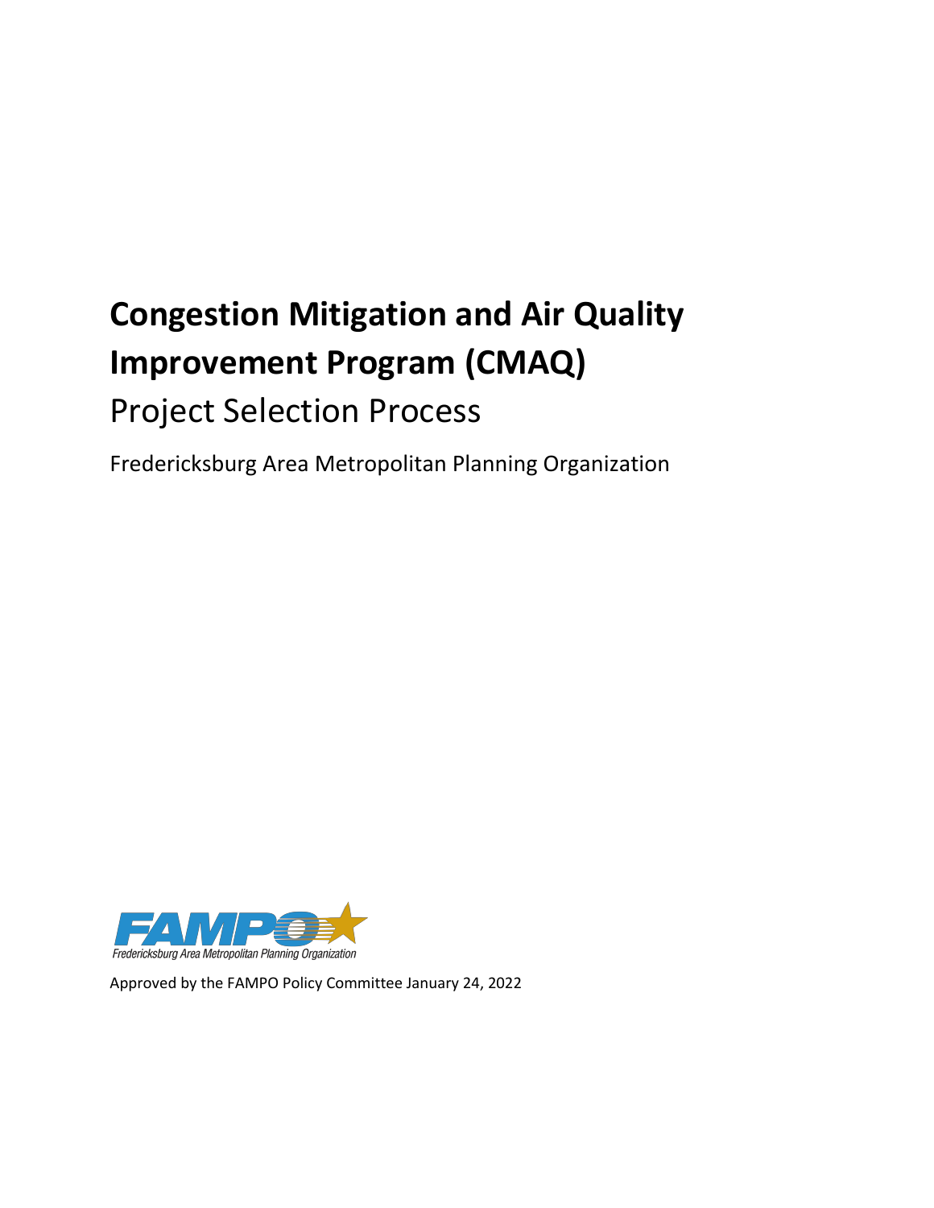# Congestion Mitigation and Air Quality Improvement Program (CMAQ)

## Project Selection Process

Fredericksburg Area Metropolitan Planning Organization

FAMPO

Fredericksburg Area Metropolitan Planning Organization

Approved by the FAMPO Policy Committee January 24, 2022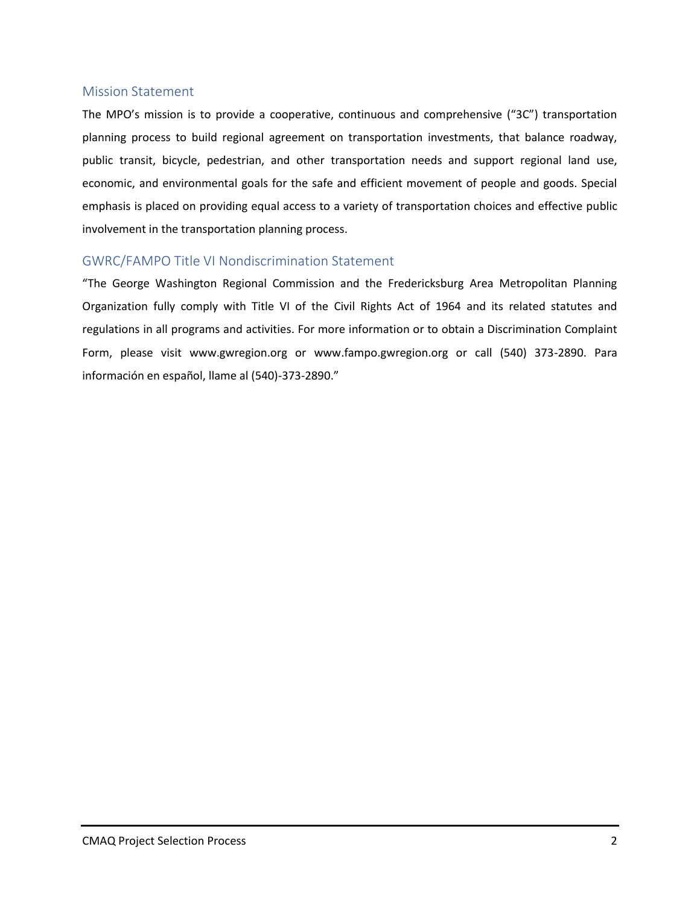## Mission Statement

The MPO's mission is to provide a cooperative, continuous and comprehensive ("3C") transportation planning process to build regional agreement on transportation investments, that balance roadway, public transit, bicycle, pedestrian, and other transportation needs and support regional land use, economic, and environmental goals for the safe and efficient movement of people and goods. Special emphasis is placed on providing equal access to a variety of transportation choices and effective public involvement in the transportation planning process.

## GWRC/FAMPO Title VI Nondiscrimination Statement

"The George Washington Regional Commission and the Fredericksburg Area Metropolitan Planning Organization fully comply with Title VI of the Civil Rights Act of 1964 and its related statutes and regulations in all programs and activities. For more information or to obtain a Discrimination Complaint Form, please visit www.gwregion.org or www.fampo.gwregion.org or call (540) 373-2890. Para información en español, llame al (540)-373-2890."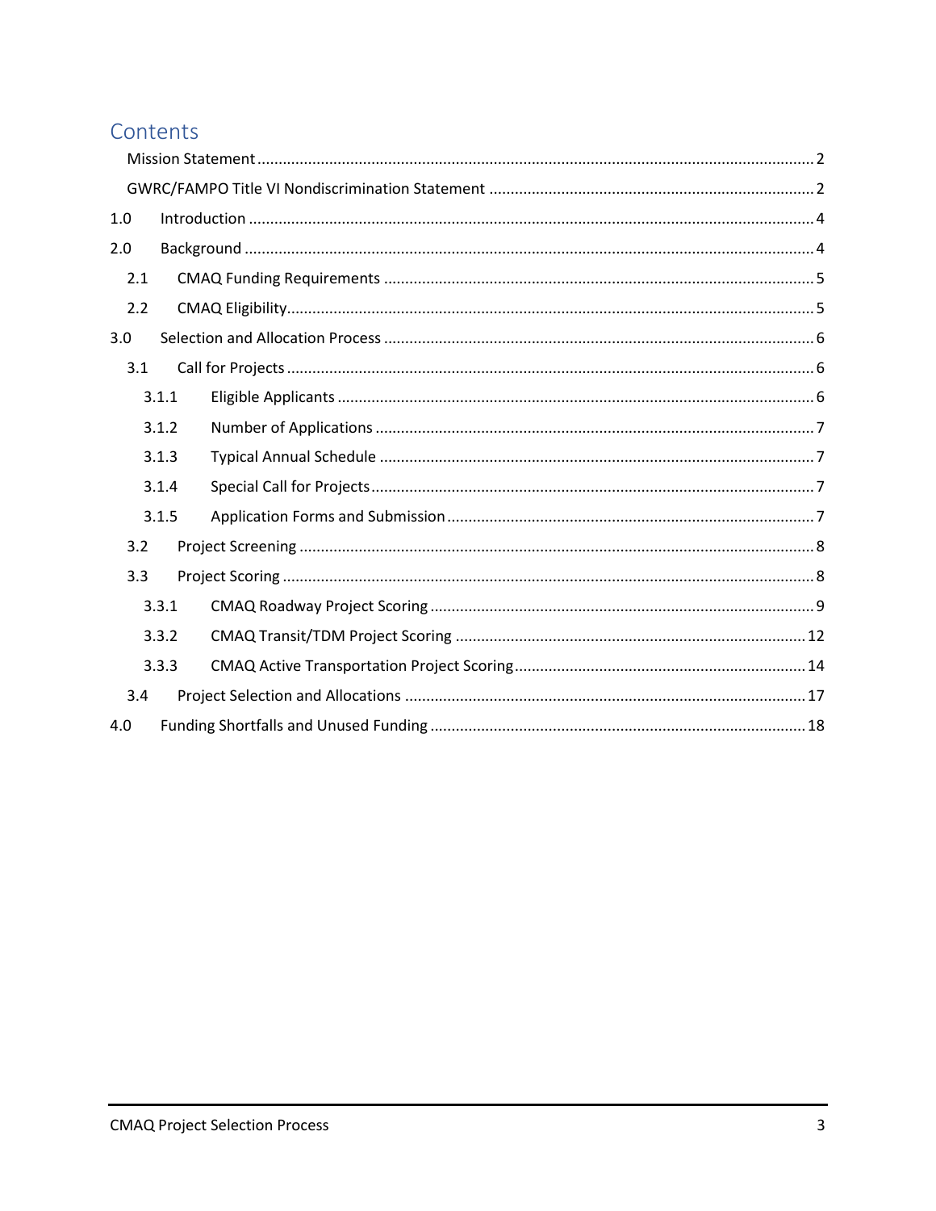# Contents

- Mission Statement ........ 2
- GWRC/FAMPO Title VI Nondiscrimination Statement ........ 2
- 1.0 Introduction ........ 4
- 2.0 Background ........ 4
  - 2.1 CMAQ Funding Requirements ........ 5
  - 2.2 CMAQ Eligibility ........ 5
- 3.0 Selection and Allocation Process ........ 6
  - 3.1 Call for Projects ........ 6
    - 3.1.1 Eligible Applicants ........ 6
    - 3.1.2 Number of Applications ........ 7
    - 3.1.3 Typical Annual Schedule ........ 7
    - 3.1.4 Special Call for Projects ........ 7
    - 3.1.5 Application Forms and Submission ........ 7
  - 3.2 Project Screening ........ 8
  - 3.3 Project Scoring ........ 8
    - 3.3.1 CMAQ Roadway Project Scoring ........ 9
    - 3.3.2 CMAQ Transit/TDM Project Scoring ........ 12
    - 3.3.3 CMAQ Active Transportation Project Scoring ........ 14
  - 3.4 Project Selection and Allocations ........ 17
- 4.0 Funding Shortfalls and Unused Funding ........ 18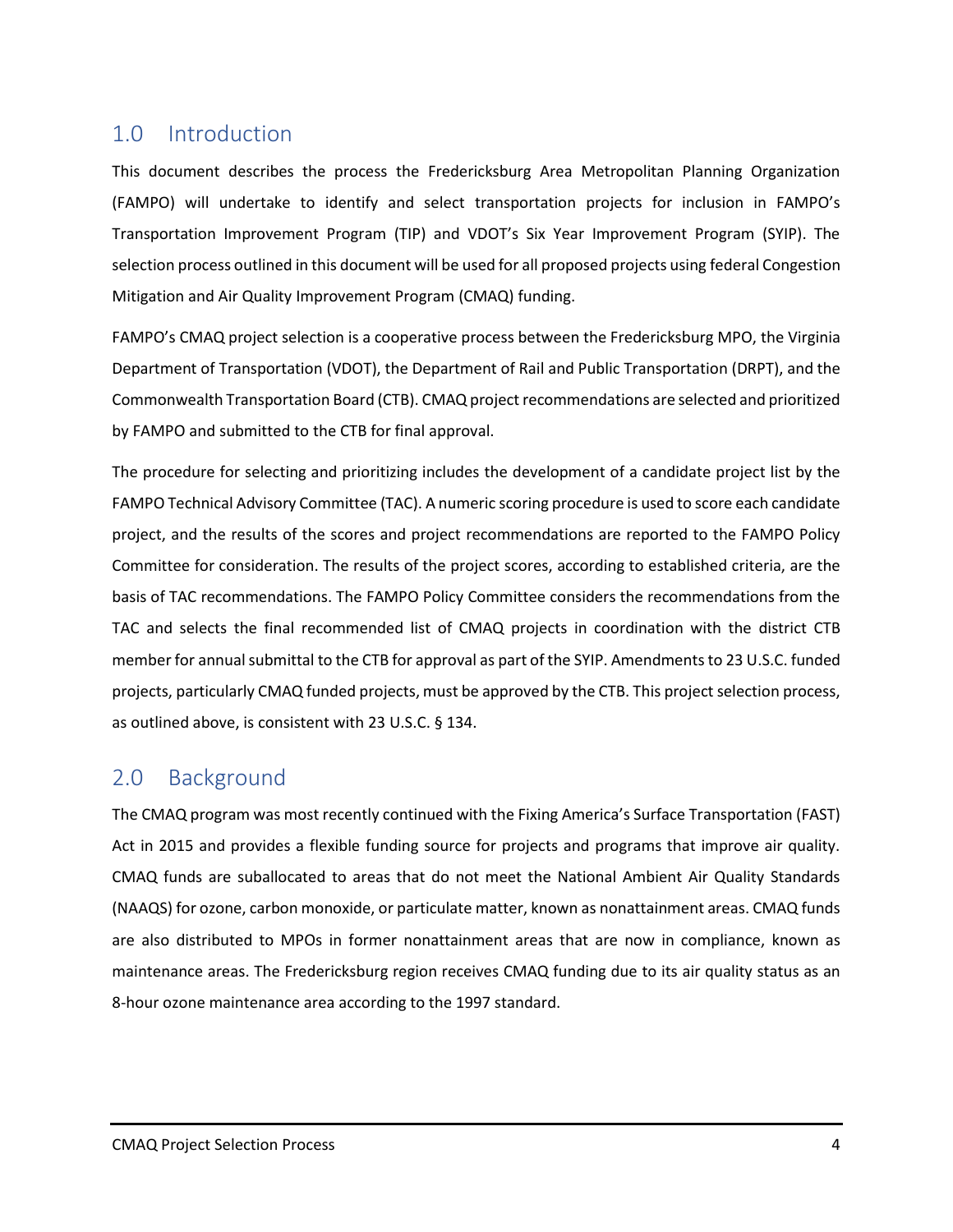## 1.0 Introduction

This document describes the process the Fredericksburg Area Metropolitan Planning Organization (FAMPO) will undertake to identify and select transportation projects for inclusion in FAMPO's Transportation Improvement Program (TIP) and VDOT's Six Year Improvement Program (SYIP). The selection process outlined in this document will be used for all proposed projects using federal Congestion Mitigation and Air Quality Improvement Program (CMAQ) funding.

FAMPO's CMAQ project selection is a cooperative process between the Fredericksburg MPO, the Virginia Department of Transportation (VDOT), the Department of Rail and Public Transportation (DRPT), and the Commonwealth Transportation Board (CTB). CMAQ project recommendations are selected and prioritized by FAMPO and submitted to the CTB for final approval.

The procedure for selecting and prioritizing includes the development of a candidate project list by the FAMPO Technical Advisory Committee (TAC). A numeric scoring procedure is used to score each candidate project, and the results of the scores and project recommendations are reported to the FAMPO Policy Committee for consideration. The results of the project scores, according to established criteria, are the basis of TAC recommendations. The FAMPO Policy Committee considers the recommendations from the TAC and selects the final recommended list of CMAQ projects in coordination with the district CTB member for annual submittal to the CTB for approval as part of the SYIP. Amendments to 23 U.S.C. funded projects, particularly CMAQ funded projects, must be approved by the CTB. This project selection process, as outlined above, is consistent with 23 U.S.C. § 134.

## 2.0 Background

The CMAQ program was most recently continued with the Fixing America's Surface Transportation (FAST) Act in 2015 and provides a flexible funding source for projects and programs that improve air quality. CMAQ funds are suballocated to areas that do not meet the National Ambient Air Quality Standards (NAAQS) for ozone, carbon monoxide, or particulate matter, known as nonattainment areas. CMAQ funds are also distributed to MPOs in former nonattainment areas that are now in compliance, known as maintenance areas. The Fredericksburg region receives CMAQ funding due to its air quality status as an 8-hour ozone maintenance area according to the 1997 standard.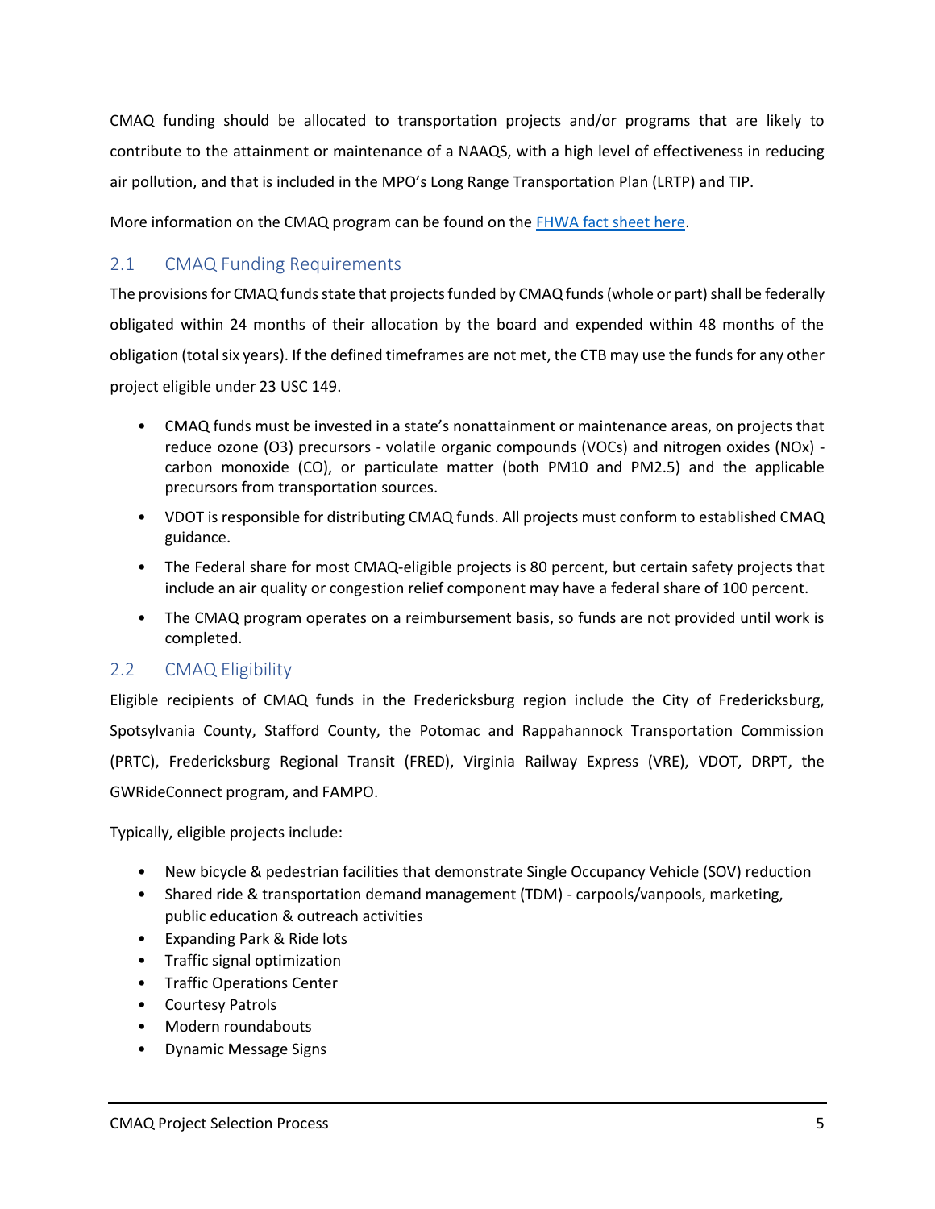CMAQ funding should be allocated to transportation projects and/or programs that are likely to contribute to the attainment or maintenance of a NAAQS, with a high level of effectiveness in reducing air pollution, and that is included in the MPO's Long Range Transportation Plan (LRTP) and TIP.

More information on the CMAQ program can be found on the [FHWA fact sheet here](FHWA fact sheet here).

## 2.1 CMAQ Funding Requirements

The provisions for CMAQ funds state that projects funded by CMAQ funds (whole or part) shall be federally obligated within 24 months of their allocation by the board and expended within 48 months of the obligation (total six years). If the defined timeframes are not met, the CTB may use the funds for any other project eligible under 23 USC 149.

- CMAQ funds must be invested in a state's nonattainment or maintenance areas, on projects that reduce ozone ($O_3$) precursors - volatile organic compounds (VOCs) and nitrogen oxides ($NO_x$) - carbon monoxide (CO), or particulate matter (both $PM_{10}$ and $PM_{2.5}$) and the applicable precursors from transportation sources.
- VDOT is responsible for distributing CMAQ funds. All projects must conform to established CMAQ guidance.
- The Federal share for most CMAQ-eligible projects is 80 percent, but certain safety projects that include an air quality or congestion relief component may have a federal share of 100 percent.
- The CMAQ program operates on a reimbursement basis, so funds are not provided until work is completed.

## 2.2 CMAQ Eligibility

Eligible recipients of CMAQ funds in the Fredericksburg region include the City of Fredericksburg, Spotsylvania County, Stafford County, the Potomac and Rappahannock Transportation Commission (PRTC), Fredericksburg Regional Transit (FRED), Virginia Railway Express (VRE), VDOT, DRPT, the GWRideConnect program, and FAMPO.

Typically, eligible projects include:

- New bicycle & pedestrian facilities that demonstrate Single Occupancy Vehicle (SOV) reduction
- Shared ride & transportation demand management (TDM) - carpools/vanpools, marketing, public education & outreach activities
- Expanding Park & Ride lots
- Traffic signal optimization
- Traffic Operations Center
- Courtesy Patrols
- Modern roundabouts
- Dynamic Message Signs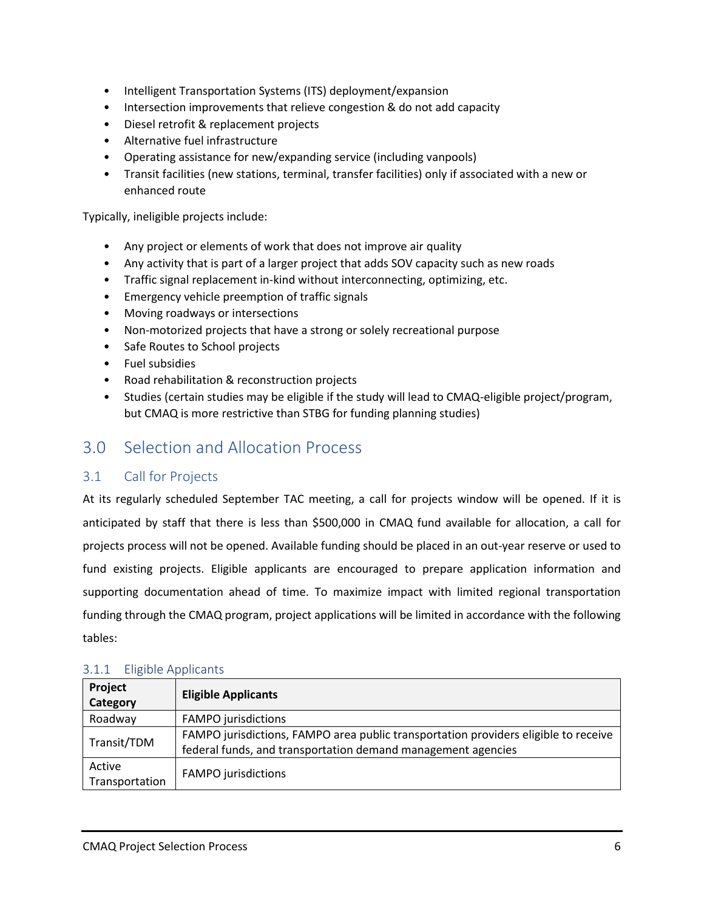- Intelligent Transportation Systems (ITS) deployment/expansion
- Intersection improvements that relieve congestion & do not add capacity
- Diesel retrofit & replacement projects
- Alternative fuel infrastructure
- Operating assistance for new/expanding service (including vanpools)
- Transit facilities (new stations, terminal, transfer facilities) only if associated with a new or enhanced route

Typically, ineligible projects include:

- Any project or elements of work that does not improve air quality
- Any activity that is part of a larger project that adds SOV capacity such as new roads
- Traffic signal replacement in-kind without interconnecting, optimizing, etc.
- Emergency vehicle preemption of traffic signals
- Moving roadways or intersections
- Non-motorized projects that have a strong or solely recreational purpose
- Safe Routes to School projects
- Fuel subsidies
- Road rehabilitation & reconstruction projects
- Studies (certain studies may be eligible if the study will lead to CMAQ-eligible project/program, but CMAQ is more restrictive than STBG for funding planning studies)

# 3.0 Selection and Allocation Process

## 3.1 Call for Projects

At its regularly scheduled September TAC meeting, a call for projects window will be opened. If it is anticipated by staff that there is less than $500,000 in CMAQ fund available for allocation, a call for projects process will not be opened. Available funding should be placed in an out-year reserve or used to fund existing projects. Eligible applicants are encouraged to prepare application information and supporting documentation ahead of time. To maximize impact with limited regional transportation funding through the CMAQ program, project applications will be limited in accordance with the following tables:

### 3.1.1 Eligible Applicants

| Project Category | Eligible Applicants |
|---|---|
| Roadway | FAMPO jurisdictions |
| Transit/TDM | FAMPO jurisdictions, FAMPO area public transportation providers eligible to receive federal funds, and transportation demand management agencies |
| Active Transportation | FAMPO jurisdictions |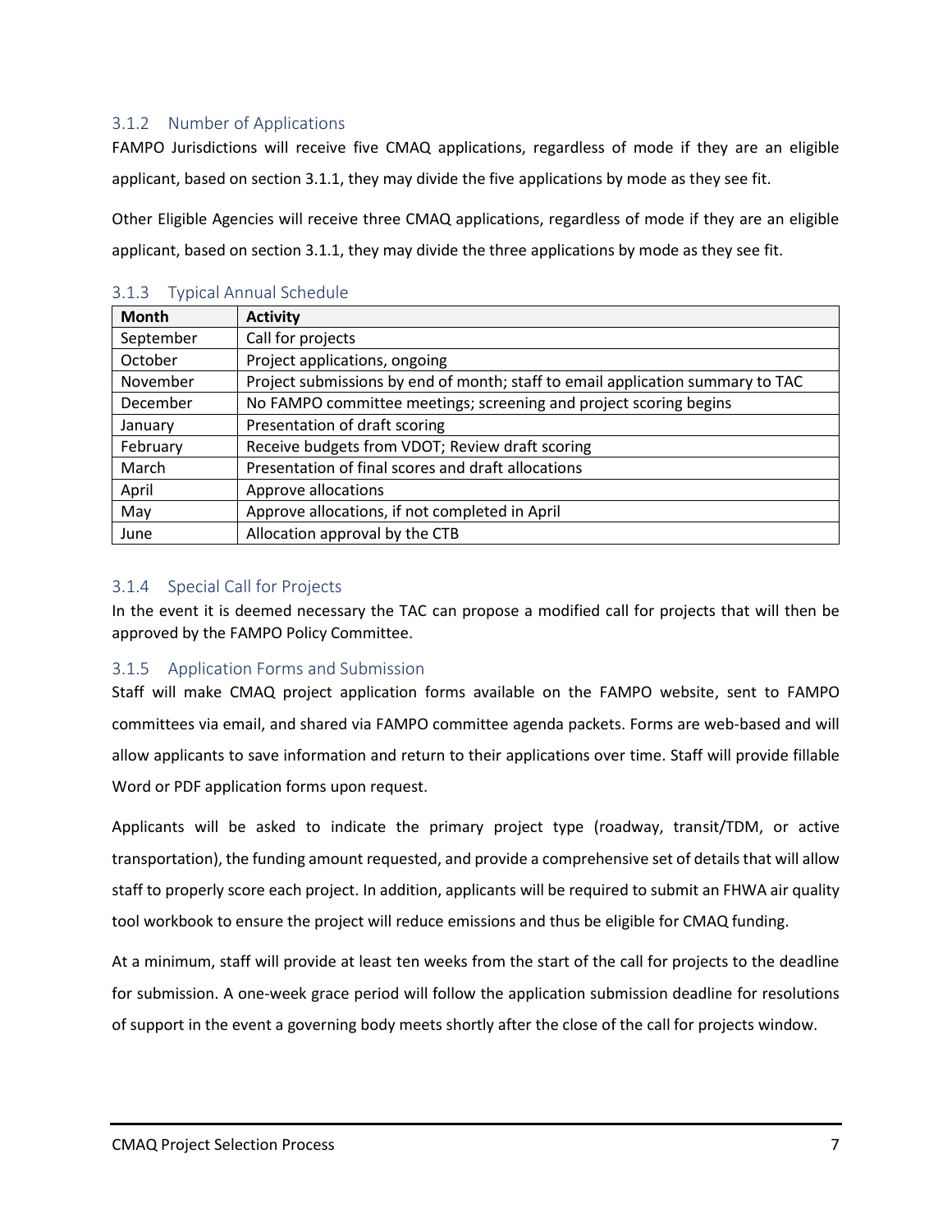### 3.1.2 Number of Applications

FAMPO Jurisdictions will receive five CMAQ applications, regardless of mode if they are an eligible applicant, based on section 3.1.1, they may divide the five applications by mode as they see fit.

Other Eligible Agencies will receive three CMAQ applications, regardless of mode if they are an eligible applicant, based on section 3.1.1, they may divide the three applications by mode as they see fit.

### 3.1.3 Typical Annual Schedule

| Month | Activity |
|---|---|
| September | Call for projects |
| October | Project applications, ongoing |
| November | Project submissions by end of month; staff to email application summary to TAC |
| December | No FAMPO committee meetings; screening and project scoring begins |
| January | Presentation of draft scoring |
| February | Receive budgets from VDOT; Review draft scoring |
| March | Presentation of final scores and draft allocations |
| April | Approve allocations |
| May | Approve allocations, if not completed in April |
| June | Allocation approval by the CTB |

### 3.1.4 Special Call for Projects

In the event it is deemed necessary the TAC can propose a modified call for projects that will then be approved by the FAMPO Policy Committee.

### 3.1.5 Application Forms and Submission

Staff will make CMAQ project application forms available on the FAMPO website, sent to FAMPO committees via email, and shared via FAMPO committee agenda packets. Forms are web-based and will allow applicants to save information and return to their applications over time. Staff will provide fillable Word or PDF application forms upon request.

Applicants will be asked to indicate the primary project type (roadway, transit/TDM, or active transportation), the funding amount requested, and provide a comprehensive set of details that will allow staff to properly score each project. In addition, applicants will be required to submit an FHWA air quality tool workbook to ensure the project will reduce emissions and thus be eligible for CMAQ funding.

At a minimum, staff will provide at least ten weeks from the start of the call for projects to the deadline for submission. A one-week grace period will follow the application submission deadline for resolutions of support in the event a governing body meets shortly after the close of the call for projects window.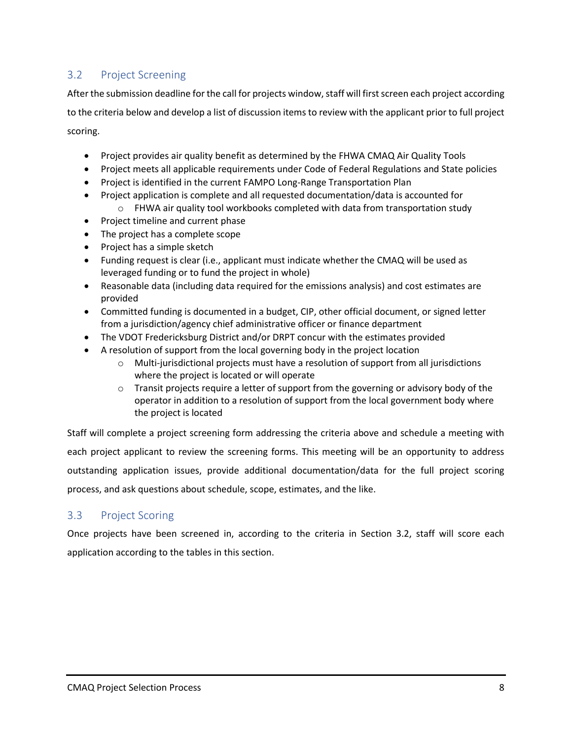## 3.2 Project Screening

After the submission deadline for the call for projects window, staff will first screen each project according to the criteria below and develop a list of discussion items to review with the applicant prior to full project scoring.

- Project provides air quality benefit as determined by the FHWA CMAQ Air Quality Tools
- Project meets all applicable requirements under Code of Federal Regulations and State policies
- Project is identified in the current FAMPO Long-Range Transportation Plan
- Project application is complete and all requested documentation/data is accounted for
    - FHWA air quality tool workbooks completed with data from transportation study
- Project timeline and current phase
- The project has a complete scope
- Project has a simple sketch
- Funding request is clear (i.e., applicant must indicate whether the CMAQ will be used as leveraged funding or to fund the project in whole)
- Reasonable data (including data required for the emissions analysis) and cost estimates are provided
- Committed funding is documented in a budget, CIP, other official document, or signed letter from a jurisdiction/agency chief administrative officer or finance department
- The VDOT Fredericksburg District and/or DRPT concur with the estimates provided
- A resolution of support from the local governing body in the project location
    - Multi-jurisdictional projects must have a resolution of support from all jurisdictions where the project is located or will operate
    - Transit projects require a letter of support from the governing or advisory body of the operator in addition to a resolution of support from the local government body where the project is located

Staff will complete a project screening form addressing the criteria above and schedule a meeting with each project applicant to review the screening forms. This meeting will be an opportunity to address outstanding application issues, provide additional documentation/data for the full project scoring process, and ask questions about schedule, scope, estimates, and the like.

## 3.3 Project Scoring

Once projects have been screened in, according to the criteria in Section 3.2, staff will score each application according to the tables in this section.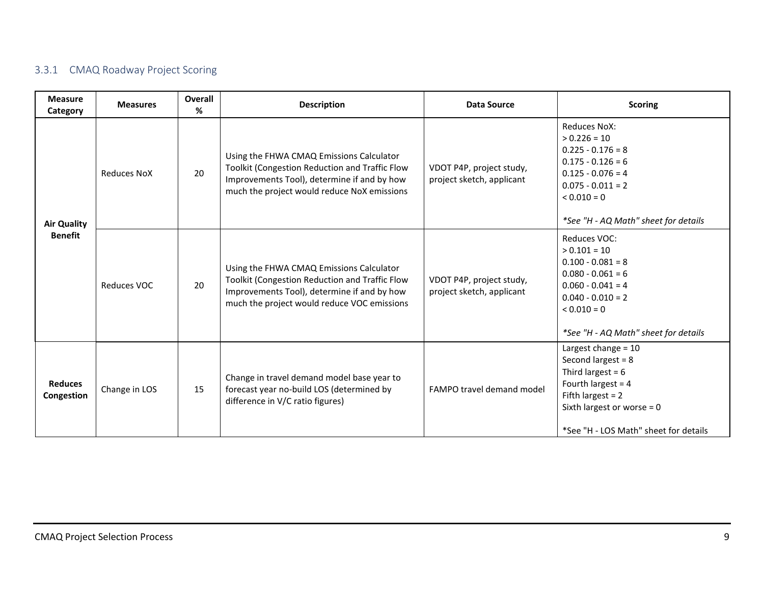### 3.3.1 CMAQ Roadway Project Scoring

| Measure Category | Measures | Overall % | Description | Data Source | Scoring |
|---|---|---|---|---|---|
| Air Quality Benefit | Reduces NoX | 20 | Using the FHWA CMAQ Emissions Calculator Toolkit (Congestion Reduction and Traffic Flow Improvements Tool), determine if and by how much the project would reduce NoX emissions | VDOT P4P, project study, project sketch, applicant | Reduces NoX:<br>> 0.226 = 10<br>0.225 - 0.176 = 8<br>0.175 - 0.126 = 6<br>0.125 - 0.076 = 4<br>0.075 - 0.011 = 2<br>< 0.010 = 0<br><br>*\*See "H - AQ Math" sheet for details* |
| | Reduces VOC | 20 | Using the FHWA CMAQ Emissions Calculator Toolkit (Congestion Reduction and Traffic Flow Improvements Tool), determine if and by how much the project would reduce VOC emissions | VDOT P4P, project study, project sketch, applicant | Reduces VOC:<br>> 0.101 = 10<br>0.100 - 0.081 = 8<br>0.080 - 0.061 = 6<br>0.060 - 0.041 = 4<br>0.040 - 0.010 = 2<br>< 0.010 = 0<br><br>*\*See "H - AQ Math" sheet for details* |
| Reduces Congestion | Change in LOS | 15 | Change in travel demand model base year to forecast year no-build LOS (determined by difference in V/C ratio figures) | FAMPO travel demand model | Largest change = 10<br>Second largest = 8<br>Third largest = 6<br>Fourth largest = 4<br>Fifth largest = 2<br>Sixth largest or worse = 0<br><br>*See "H - LOS Math" sheet for details |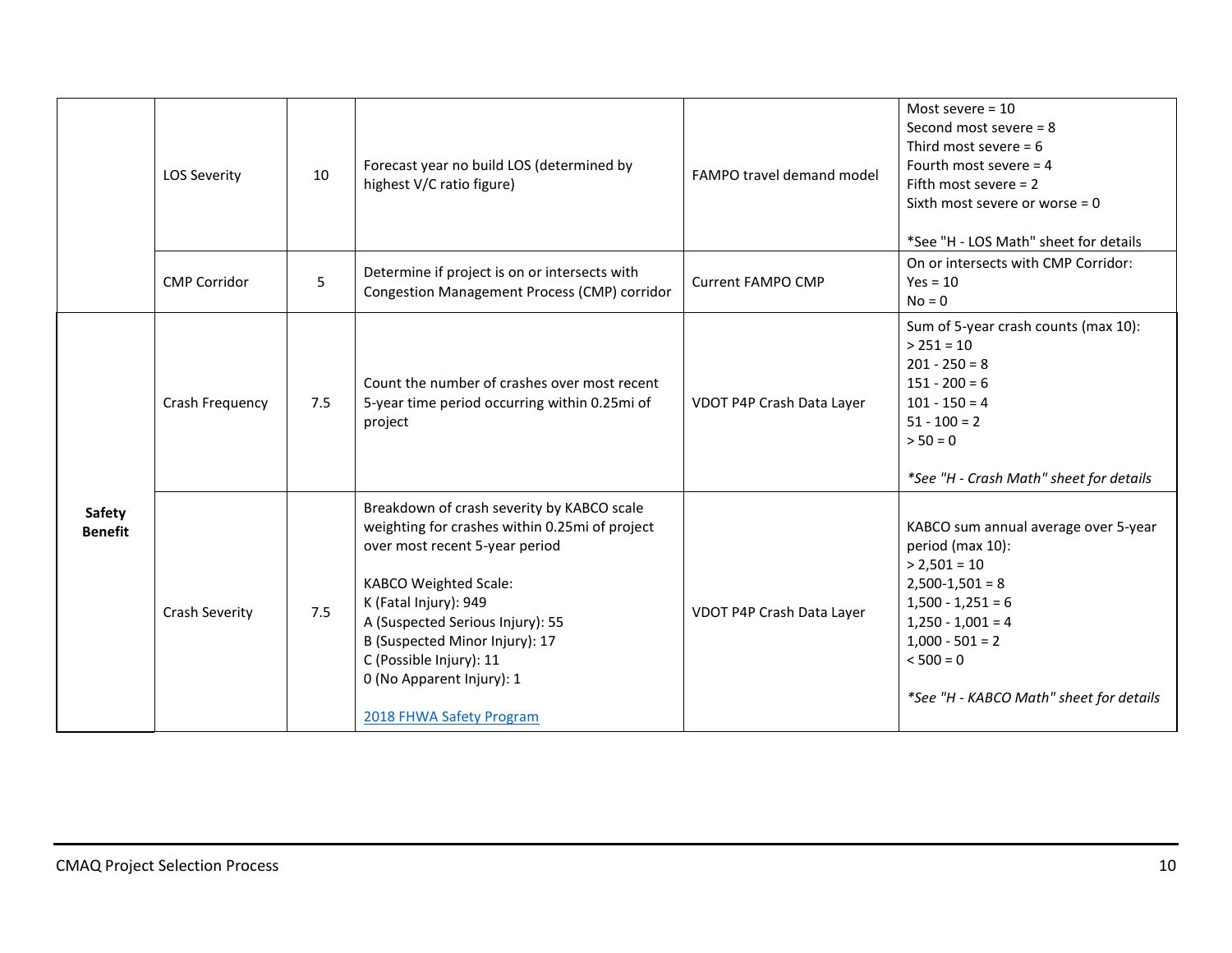| | LOS Severity | 10 | Forecast year no build LOS (determined by highest V/C ratio figure) | FAMPO travel demand model | Most severe = 10<br>Second most severe = 8<br>Third most severe = 6<br>Fourth most severe = 4<br>Fifth most severe = 2<br>Sixth most severe or worse = 0<br><br>*See "H - LOS Math" sheet for details |
|---|---|---|---|---|---|
| | CMP Corridor | 5 | Determine if project is on or intersects with Congestion Management Process (CMP) corridor | Current FAMPO CMP | On or intersects with CMP Corridor:<br>Yes = 10<br>No = 0 |
| **Safety Benefit** | Crash Frequency | 7.5 | Count the number of crashes over most recent 5-year time period occurring within 0.25mi of project | VDOT P4P Crash Data Layer | Sum of 5-year crash counts (max 10):<br>> 251 = 10<br>201 - 250 = 8<br>151 - 200 = 6<br>101 - 150 = 4<br>51 - 100 = 2<br>> 50 = 0<br><br>*See "H - Crash Math" sheet for details* |
| | Crash Severity | 7.5 | Breakdown of crash severity by KABCO scale weighting for crashes within 0.25mi of project over most recent 5-year period<br><br>KABCO Weighted Scale:<br>K (Fatal Injury): 949<br>A (Suspected Serious Injury): 55<br>B (Suspected Minor Injury): 17<br>C (Possible Injury): 11<br>0 (No Apparent Injury): 1<br><br>2018 FHWA Safety Program | VDOT P4P Crash Data Layer | KABCO sum annual average over 5-year period (max 10):<br>> 2,501 = 10<br>2,500-1,501 = 8<br>1,500 - 1,251 = 6<br>1,250 - 1,001 = 4<br>1,000 - 501 = 2<br>< 500 = 0<br><br>*See "H - KABCO Math" sheet for details* |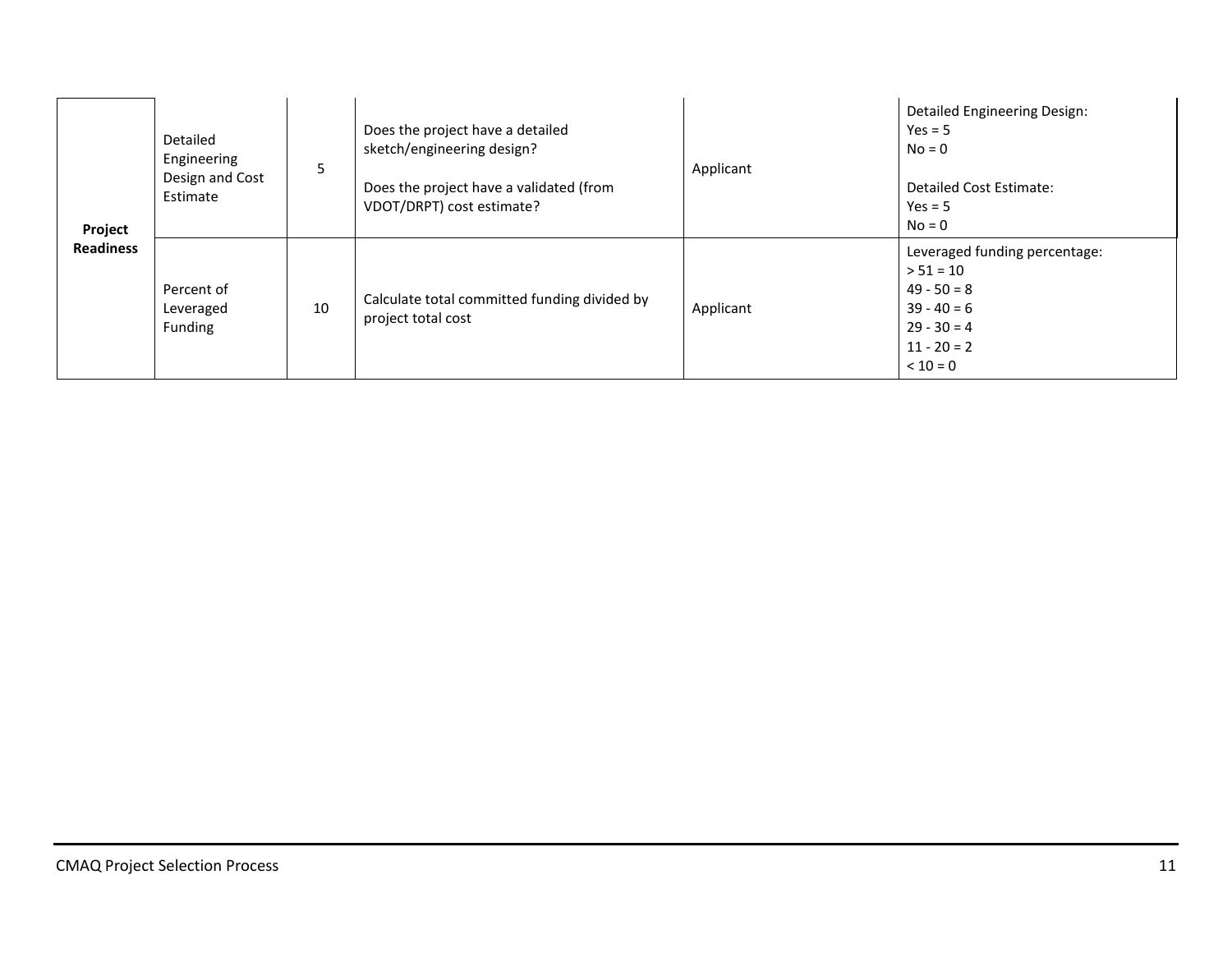| | | | | | |
|---|---|---|---|---|---|
| **Project Readiness** | Detailed Engineering Design and Cost Estimate | 5 | Does the project have a detailed sketch/engineering design?<br><br>Does the project have a validated (from VDOT/DRPT) cost estimate? | Applicant | Detailed Engineering Design:<br>Yes = 5<br>No = 0<br><br>Detailed Cost Estimate:<br>Yes = 5<br>No = 0 |
| | Percent of Leveraged Funding | 10 | Calculate total committed funding divided by project total cost | Applicant | Leveraged funding percentage:<br>> 51 = 10<br>49 - 50 = 8<br>39 - 40 = 6<br>29 - 30 = 4<br>11 - 20 = 2<br>< 10 = 0 |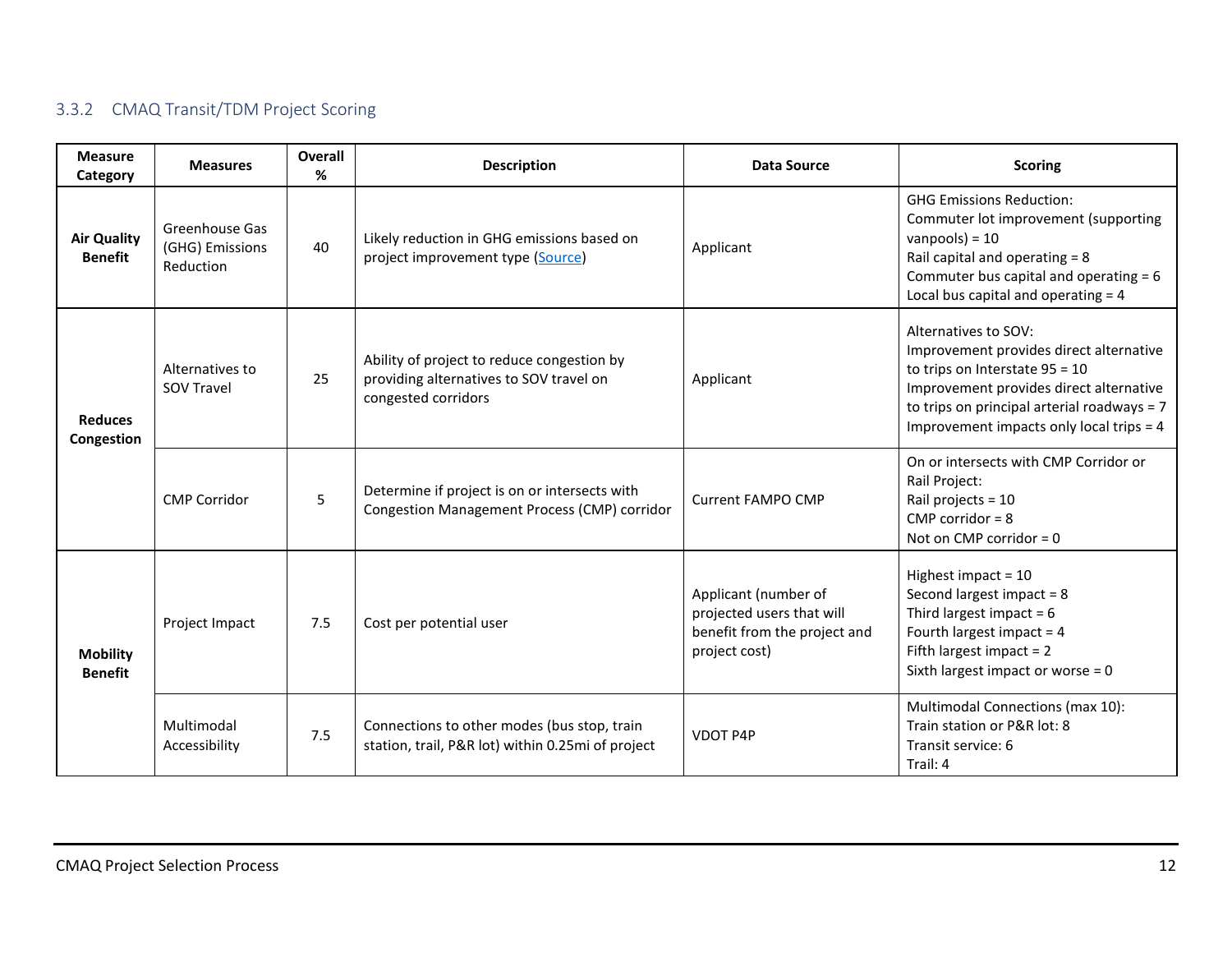### 3.3.2 CMAQ Transit/TDM Project Scoring

| Measure Category | Measures | Overall % | Description | Data Source | Scoring |
|---|---|---|---|---|---|
| **Air Quality Benefit** | Greenhouse Gas (GHG) Emissions Reduction | 40 | Likely reduction in GHG emissions based on project improvement type ([Source]) | Applicant | GHG Emissions Reduction:<br>Commuter lot improvement (supporting vanpools) = 10<br>Rail capital and operating = 8<br>Commuter bus capital and operating = 6<br>Local bus capital and operating = 4 |
| **Reduces Congestion** | Alternatives to SOV Travel | 25 | Ability of project to reduce congestion by providing alternatives to SOV travel on congested corridors | Applicant | Alternatives to SOV:<br>Improvement provides direct alternative to trips on Interstate 95 = 10<br>Improvement provides direct alternative to trips on principal arterial roadways = 7<br>Improvement impacts only local trips = 4 |
| | CMP Corridor | 5 | Determine if project is on or intersects with Congestion Management Process (CMP) corridor | Current FAMPO CMP | On or intersects with CMP Corridor or Rail Project:<br>Rail projects = 10<br>CMP corridor = 8<br>Not on CMP corridor = 0 |
| **Mobility Benefit** | Project Impact | 7.5 | Cost per potential user | Applicant (number of projected users that will benefit from the project and project cost) | Highest impact = 10<br>Second largest impact = 8<br>Third largest impact = 6<br>Fourth largest impact = 4<br>Fifth largest impact = 2<br>Sixth largest impact or worse = 0 |
| | Multimodal Accessibility | 7.5 | Connections to other modes (bus stop, train station, trail, P&R lot) within 0.25mi of project | VDOT P4P | Multimodal Connections (max 10):<br>Train station or P&R lot: 8<br>Transit service: 6<br>Trail: 4 |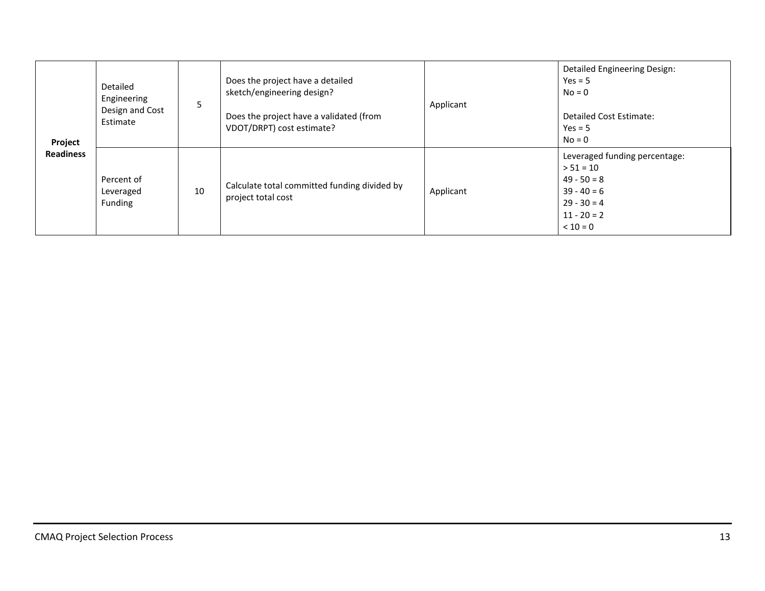| Project Readiness | Detailed Engineering Design and Cost Estimate | 5 | Does the project have a detailed sketch/engineering design?<br><br>Does the project have a validated (from VDOT/DRPT) cost estimate? | Applicant | Detailed Engineering Design:<br>Yes = 5<br>No = 0<br><br>Detailed Cost Estimate:<br>Yes = 5<br>No = 0 |
|---|---|---|---|---|---|
| | Percent of Leveraged Funding | 10 | Calculate total committed funding divided by project total cost | Applicant | Leveraged funding percentage:<br>> 51 = 10<br>49 - 50 = 8<br>39 - 40 = 6<br>29 - 30 = 4<br>11 - 20 = 2<br>< 10 = 0 |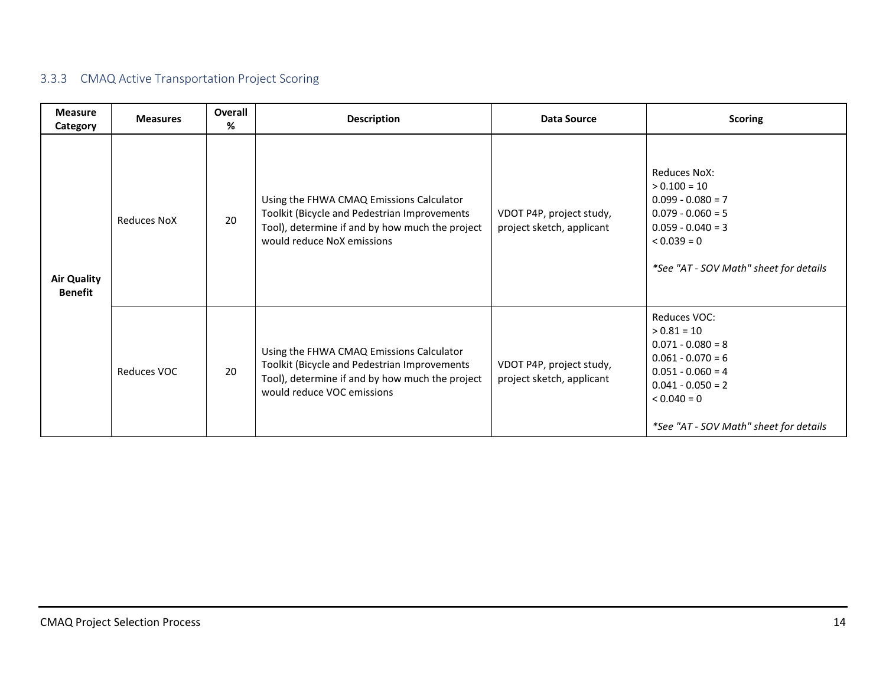### 3.3.3 CMAQ Active Transportation Project Scoring

| Measure Category | Measures | Overall % | Description | Data Source | Scoring |
|---|---|---|---|---|---|
| Air Quality Benefit | Reduces NoX | 20 | Using the FHWA CMAQ Emissions Calculator Toolkit (Bicycle and Pedestrian Improvements Tool), determine if and by how much the project would reduce NoX emissions | VDOT P4P, project study, project sketch, applicant | Reduces NoX:<br>> 0.100 = 10<br>0.099 - 0.080 = 7<br>0.079 - 0.060 = 5<br>0.059 - 0.040 = 3<br>< 0.039 = 0<br><br>*\*See "AT - SOV Math" sheet for details* |
| | Reduces VOC | 20 | Using the FHWA CMAQ Emissions Calculator Toolkit (Bicycle and Pedestrian Improvements Tool), determine if and by how much the project would reduce VOC emissions | VDOT P4P, project study, project sketch, applicant | Reduces VOC:<br>> 0.81 = 10<br>0.071 - 0.080 = 8<br>0.061 - 0.070 = 6<br>0.051 - 0.060 = 4<br>0.041 - 0.050 = 2<br>< 0.040 = 0<br><br>*\*See "AT - SOV Math" sheet for details* |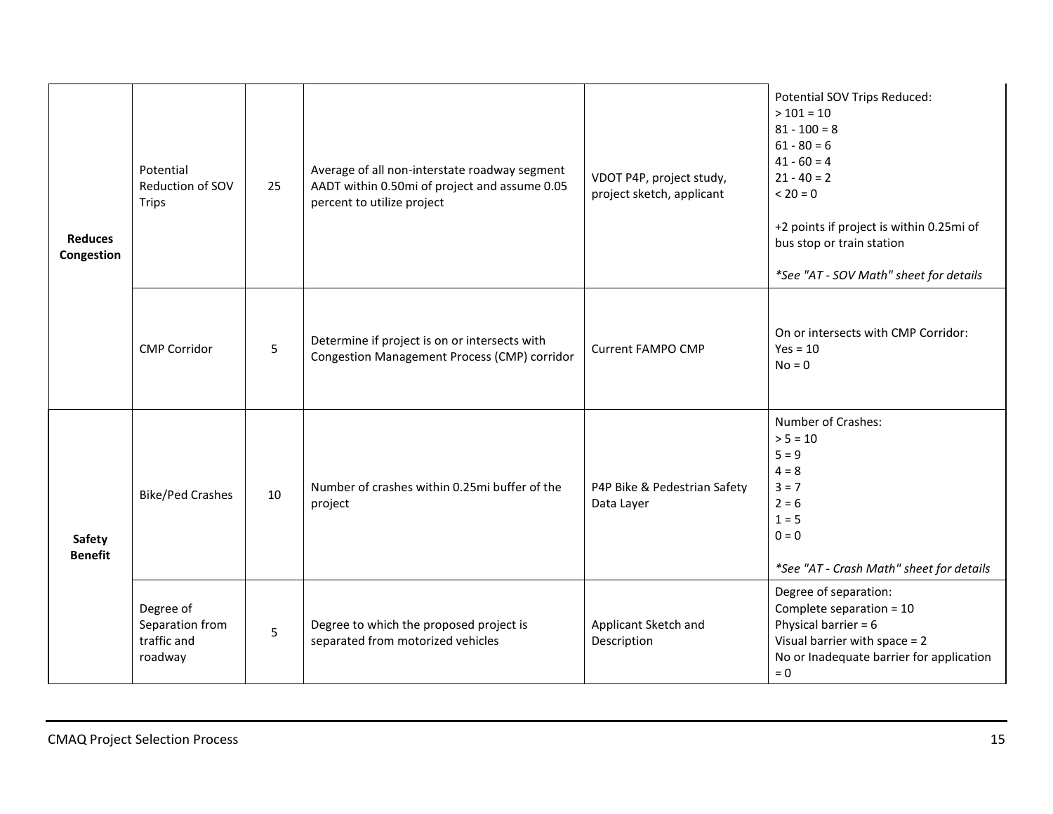| | | | | | |
|---|---|---|---|---|---|
| **Reduces Congestion** | Potential Reduction of SOV Trips | 25 | Average of all non-interstate roadway segment AADT within 0.50mi of project and assume 0.05 percent to utilize project | VDOT P4P, project study, project sketch, applicant | Potential SOV Trips Reduced:<br>> 101 = 10<br>81 - 100 = 8<br>61 - 80 = 6<br>41 - 60 = 4<br>21 - 40 = 2<br>< 20 = 0<br><br>+2 points if project is within 0.25mi of bus stop or train station<br><br>*\*See "AT - SOV Math" sheet for details* |
| | CMP Corridor | 5 | Determine if project is on or intersects with Congestion Management Process (CMP) corridor | Current FAMPO CMP | On or intersects with CMP Corridor:<br>Yes = 10<br>No = 0 |
| **Safety Benefit** | Bike/Ped Crashes | 10 | Number of crashes within 0.25mi buffer of the project | P4P Bike & Pedestrian Safety Data Layer | Number of Crashes:<br>> 5 = 10<br>5 = 9<br>4 = 8<br>3 = 7<br>2 = 6<br>1 = 5<br>0 = 0<br><br>*\*See "AT - Crash Math" sheet for details* |
| | Degree of Separation from traffic and roadway | 5 | Degree to which the proposed project is separated from motorized vehicles | Applicant Sketch and Description | Degree of separation:<br>Complete separation = 10<br>Physical barrier = 6<br>Visual barrier with space = 2<br>No or Inadequate barrier for application = 0 |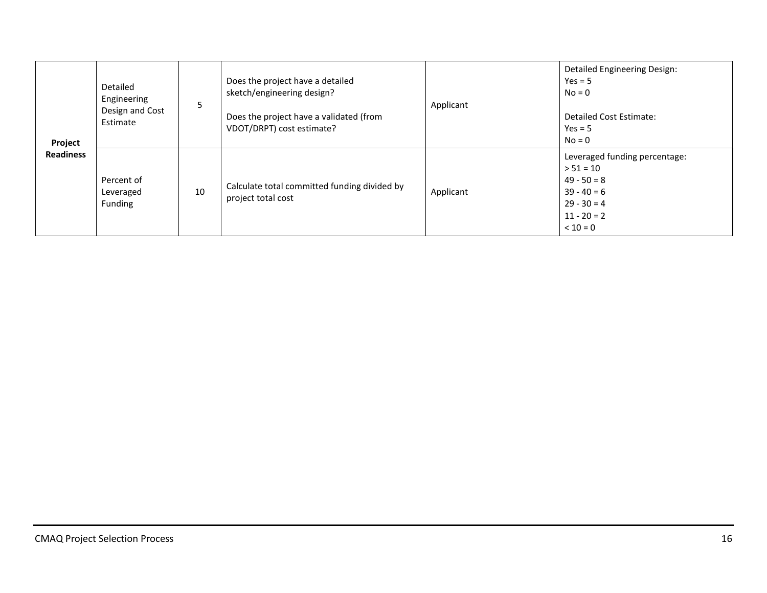| Project Readiness | Detailed Engineering Design and Cost Estimate | 5 | Does the project have a detailed sketch/engineering design?<br><br>Does the project have a validated (from VDOT/DRPT) cost estimate? | Applicant | Detailed Engineering Design:<br>Yes = 5<br>No = 0<br><br>Detailed Cost Estimate:<br>Yes = 5<br>No = 0 |
|---|---|---|---|---|---|
| | Percent of Leveraged Funding | 10 | Calculate total committed funding divided by project total cost | Applicant | Leveraged funding percentage:<br>> 51 = 10<br>49 - 50 = 8<br>39 - 40 = 6<br>29 - 30 = 4<br>11 - 20 = 2<br>< 10 = 0 |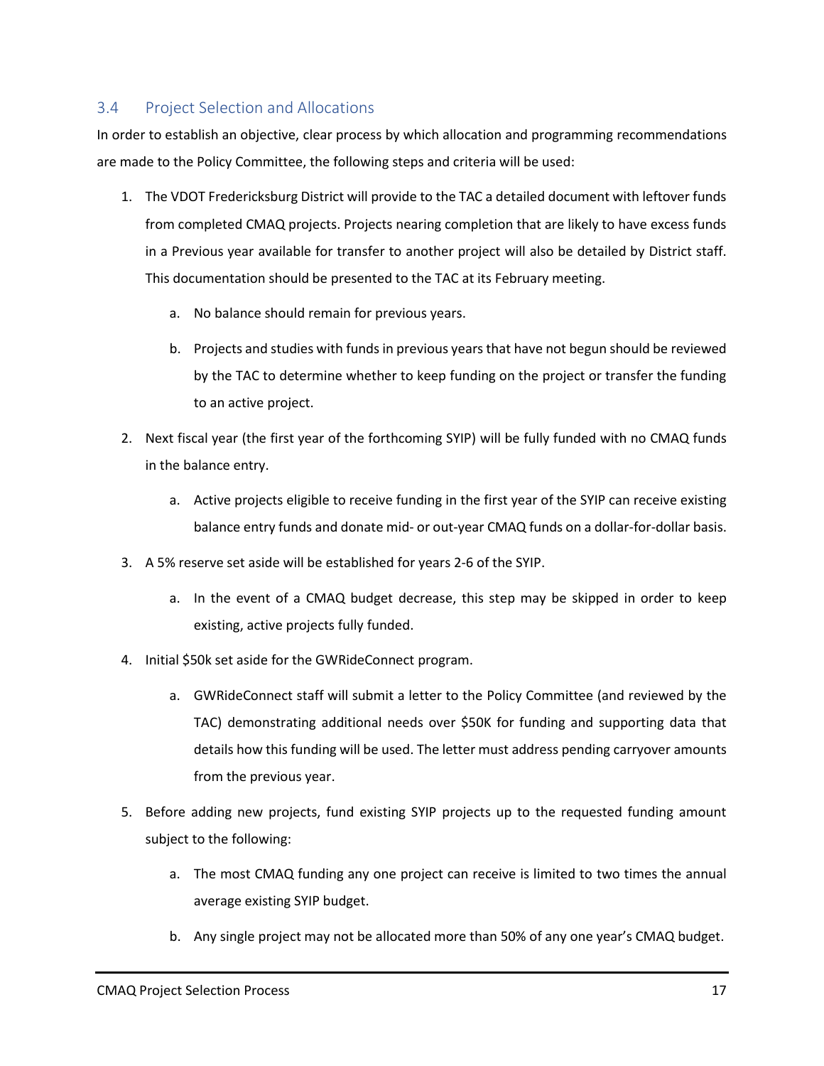## 3.4 Project Selection and Allocations

In order to establish an objective, clear process by which allocation and programming recommendations are made to the Policy Committee, the following steps and criteria will be used:

1. The VDOT Fredericksburg District will provide to the TAC a detailed document with leftover funds from completed CMAQ projects. Projects nearing completion that are likely to have excess funds in a Previous year available for transfer to another project will also be detailed by District staff. This documentation should be presented to the TAC at its February meeting.
   a. No balance should remain for previous years.
   b. Projects and studies with funds in previous years that have not begun should be reviewed by the TAC to determine whether to keep funding on the project or transfer the funding to an active project.
2. Next fiscal year (the first year of the forthcoming SYIP) will be fully funded with no CMAQ funds in the balance entry.
   a. Active projects eligible to receive funding in the first year of the SYIP can receive existing balance entry funds and donate mid- or out-year CMAQ funds on a dollar-for-dollar basis.
3. A 5% reserve set aside will be established for years 2-6 of the SYIP.
   a. In the event of a CMAQ budget decrease, this step may be skipped in order to keep existing, active projects fully funded.
4. Initial $50k set aside for the GWRideConnect program.
   a. GWRideConnect staff will submit a letter to the Policy Committee (and reviewed by the TAC) demonstrating additional needs over $50K for funding and supporting data that details how this funding will be used. The letter must address pending carryover amounts from the previous year.
5. Before adding new projects, fund existing SYIP projects up to the requested funding amount subject to the following:
   a. The most CMAQ funding any one project can receive is limited to two times the annual average existing SYIP budget.
   b. Any single project may not be allocated more than 50% of any one year's CMAQ budget.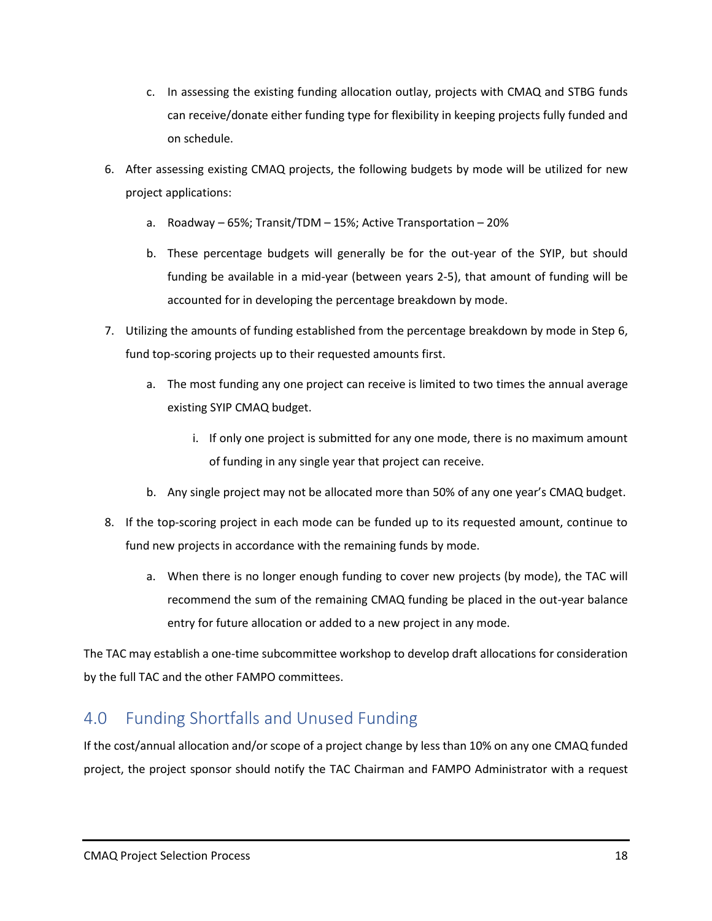c. In assessing the existing funding allocation outlay, projects with CMAQ and STBG funds can receive/donate either funding type for flexibility in keeping projects fully funded and on schedule.

6. After assessing existing CMAQ projects, the following budgets by mode will be utilized for new project applications:
   a. Roadway – 65%; Transit/TDM – 15%; Active Transportation – 20%
   b. These percentage budgets will generally be for the out-year of the SYIP, but should funding be available in a mid-year (between years 2-5), that amount of funding will be accounted for in developing the percentage breakdown by mode.

7. Utilizing the amounts of funding established from the percentage breakdown by mode in Step 6, fund top-scoring projects up to their requested amounts first.
   a. The most funding any one project can receive is limited to two times the annual average existing SYIP CMAQ budget.
      i. If only one project is submitted for any one mode, there is no maximum amount of funding in any single year that project can receive.
   b. Any single project may not be allocated more than 50% of any one year's CMAQ budget.

8. If the top-scoring project in each mode can be funded up to its requested amount, continue to fund new projects in accordance with the remaining funds by mode.
   a. When there is no longer enough funding to cover new projects (by mode), the TAC will recommend the sum of the remaining CMAQ funding be placed in the out-year balance entry for future allocation or added to a new project in any mode.

The TAC may establish a one-time subcommittee workshop to develop draft allocations for consideration by the full TAC and the other FAMPO committees.

## 4.0 Funding Shortfalls and Unused Funding

If the cost/annual allocation and/or scope of a project change by less than 10% on any one CMAQ funded project, the project sponsor should notify the TAC Chairman and FAMPO Administrator with a request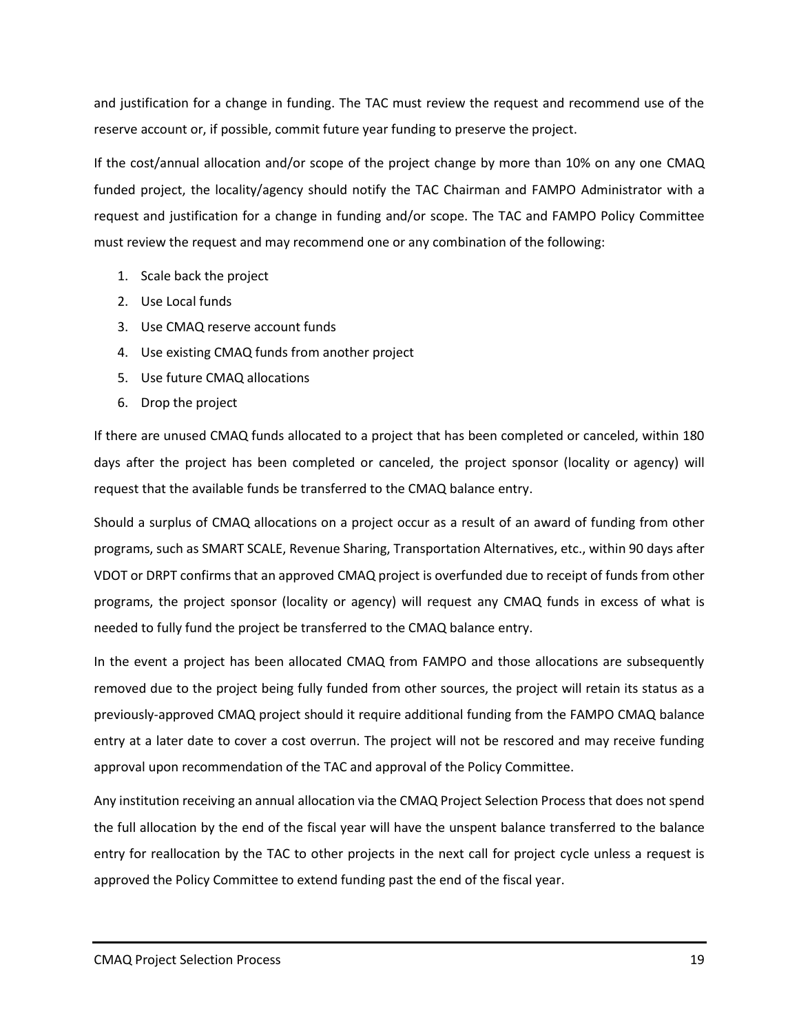and justification for a change in funding. The TAC must review the request and recommend use of the reserve account or, if possible, commit future year funding to preserve the project.

If the cost/annual allocation and/or scope of the project change by more than 10% on any one CMAQ funded project, the locality/agency should notify the TAC Chairman and FAMPO Administrator with a request and justification for a change in funding and/or scope. The TAC and FAMPO Policy Committee must review the request and may recommend one or any combination of the following:

1. Scale back the project
2. Use Local funds
3. Use CMAQ reserve account funds
4. Use existing CMAQ funds from another project
5. Use future CMAQ allocations
6. Drop the project

If there are unused CMAQ funds allocated to a project that has been completed or canceled, within 180 days after the project has been completed or canceled, the project sponsor (locality or agency) will request that the available funds be transferred to the CMAQ balance entry.

Should a surplus of CMAQ allocations on a project occur as a result of an award of funding from other programs, such as SMART SCALE, Revenue Sharing, Transportation Alternatives, etc., within 90 days after VDOT or DRPT confirms that an approved CMAQ project is overfunded due to receipt of funds from other programs, the project sponsor (locality or agency) will request any CMAQ funds in excess of what is needed to fully fund the project be transferred to the CMAQ balance entry.

In the event a project has been allocated CMAQ from FAMPO and those allocations are subsequently removed due to the project being fully funded from other sources, the project will retain its status as a previously-approved CMAQ project should it require additional funding from the FAMPO CMAQ balance entry at a later date to cover a cost overrun. The project will not be rescored and may receive funding approval upon recommendation of the TAC and approval of the Policy Committee.

Any institution receiving an annual allocation via the CMAQ Project Selection Process that does not spend the full allocation by the end of the fiscal year will have the unspent balance transferred to the balance entry for reallocation by the TAC to other projects in the next call for project cycle unless a request is approved the Policy Committee to extend funding past the end of the fiscal year.